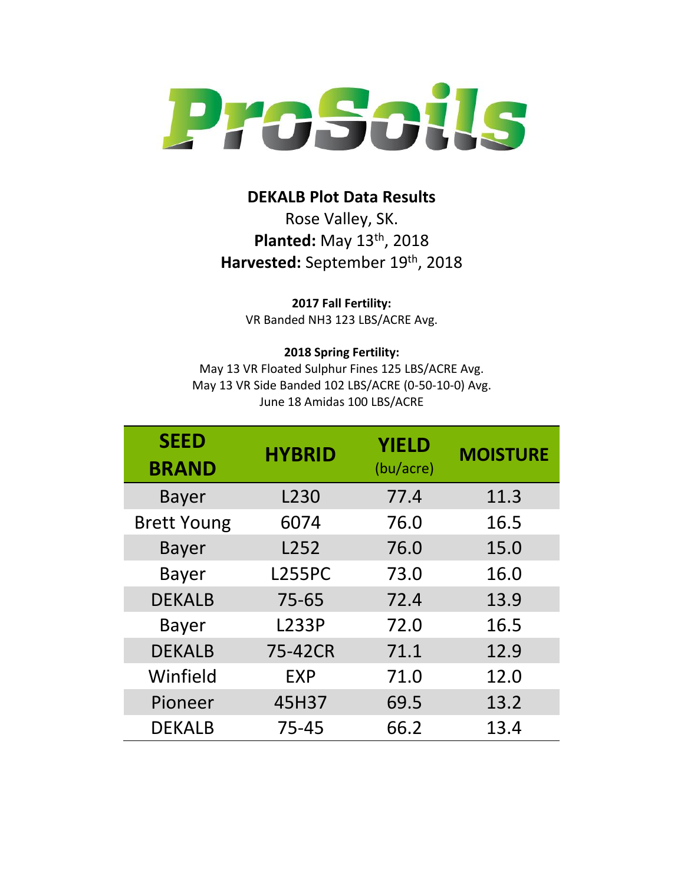# ProSoils

## DEKALB Plot Data Results

Rose Valley, SK.

**Planted:** May 13th, 2018

**Harvested:** September 19th, 2018

**2017 Fall Fertility:**

VR Banded NH3 123 LBS/ACRE Avg.

**2018 Spring Fertility:**

May 13 VR Floated Sulphur Fines 125 LBS/ACRE Avg.

May 13 VR Side Banded 102 LBS/ACRE (0-50-10-0) Avg.

June 18 Amidas 100 LBS/ACRE

| SEED BRAND | HYBRID | YIELD (bu/acre) | MOISTURE |
|---|---|---|---|
| Bayer | L230 | 77.4 | 11.3 |
| Brett Young | 6074 | 76.0 | 16.5 |
| Bayer | L252 | 76.0 | 15.0 |
| Bayer | L255PC | 73.0 | 16.0 |
| DEKALB | 75-65 | 72.4 | 13.9 |
| Bayer | L233P | 72.0 | 16.5 |
| DEKALB | 75-42CR | 71.1 | 12.9 |
| Winfield | EXP | 71.0 | 12.0 |
| Pioneer | 45H37 | 69.5 | 13.2 |
| DEKALB | 75-45 | 66.2 | 13.4 |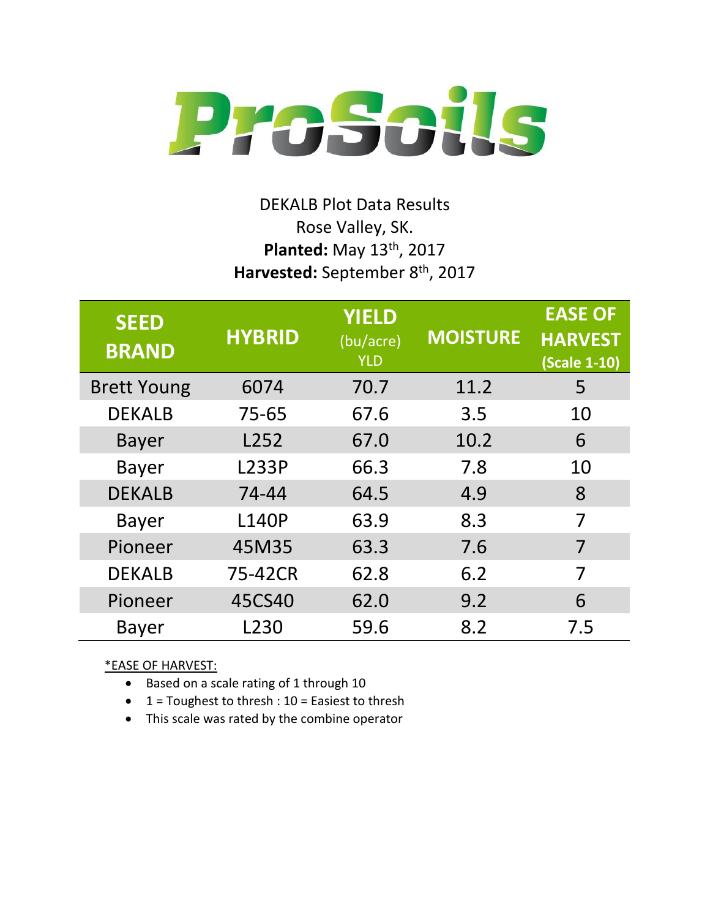# ProSoils

DEKALB Plot Data Results
Rose Valley, SK.
**Planted:** May 13th, 2017
**Harvested:** September 8th, 2017

| SEED BRAND | HYBRID | YIELD (bu/acre) YLD | MOISTURE | EASE OF HARVEST (Scale 1-10) |
|---|---|---|---|---|
| Brett Young | 6074 | 70.7 | 11.2 | 5 |
| DEKALB | 75-65 | 67.6 | 3.5 | 10 |
| Bayer | L252 | 67.0 | 10.2 | 6 |
| Bayer | L233P | 66.3 | 7.8 | 10 |
| DEKALB | 74-44 | 64.5 | 4.9 | 8 |
| Bayer | L140P | 63.9 | 8.3 | 7 |
| Pioneer | 45M35 | 63.3 | 7.6 | 7 |
| DEKALB | 75-42CR | 62.8 | 6.2 | 7 |
| Pioneer | 45CS40 | 62.0 | 9.2 | 6 |
| Bayer | L230 | 59.6 | 8.2 | 7.5 |

*EASE OF HARVEST:

- Based on a scale rating of 1 through 10
- 1 = Toughest to thresh : 10 = Easiest to thresh
- This scale was rated by the combine operator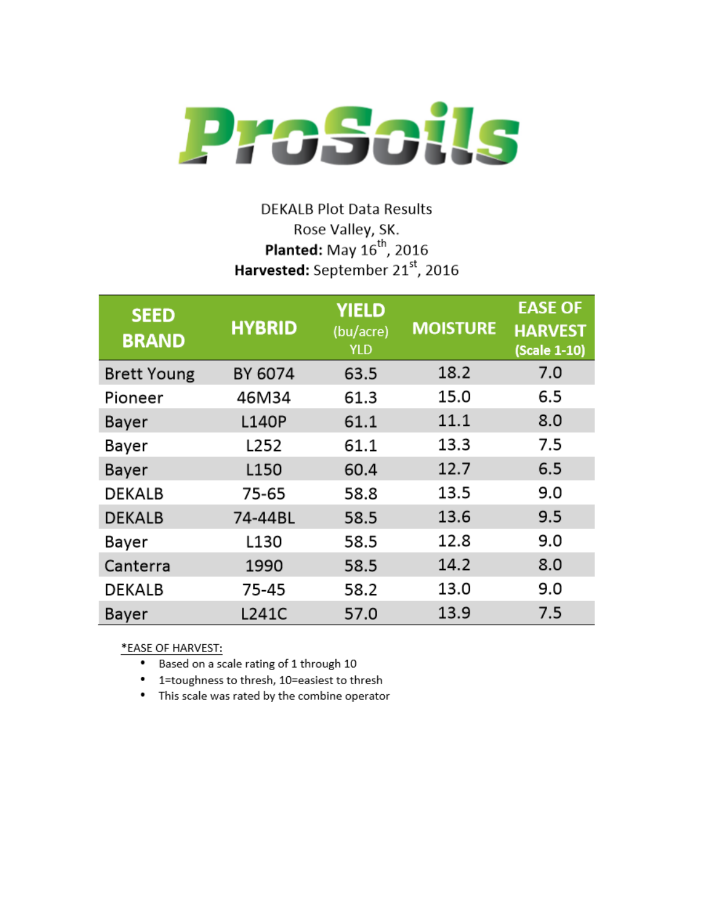# ProSoils

DEKALB Plot Data Results
Rose Valley, SK.
**Planted:** May 16th, 2016
**Harvested:** September 21st, 2016

| SEED BRAND | HYBRID | YIELD (bu/acre) YLD | MOISTURE | EASE OF HARVEST (Scale 1-10) |
|---|---|---|---|---|
| Brett Young | BY 6074 | 63.5 | 18.2 | 7.0 |
| Pioneer | 46M34 | 61.3 | 15.0 | 6.5 |
| Bayer | L140P | 61.1 | 11.1 | 8.0 |
| Bayer | L252 | 61.1 | 13.3 | 7.5 |
| Bayer | L150 | 60.4 | 12.7 | 6.5 |
| DEKALB | 75-65 | 58.8 | 13.5 | 9.0 |
| DEKALB | 74-44BL | 58.5 | 13.6 | 9.5 |
| Bayer | L130 | 58.5 | 12.8 | 9.0 |
| Canterra | 1990 | 58.5 | 14.2 | 8.0 |
| DEKALB | 75-45 | 58.2 | 13.0 | 9.0 |
| Bayer | L241C | 57.0 | 13.9 | 7.5 |

*EASE OF HARVEST:

- Based on a scale rating of 1 through 10
- 1=toughness to thresh, 10=easiest to thresh
- This scale was rated by the combine operator